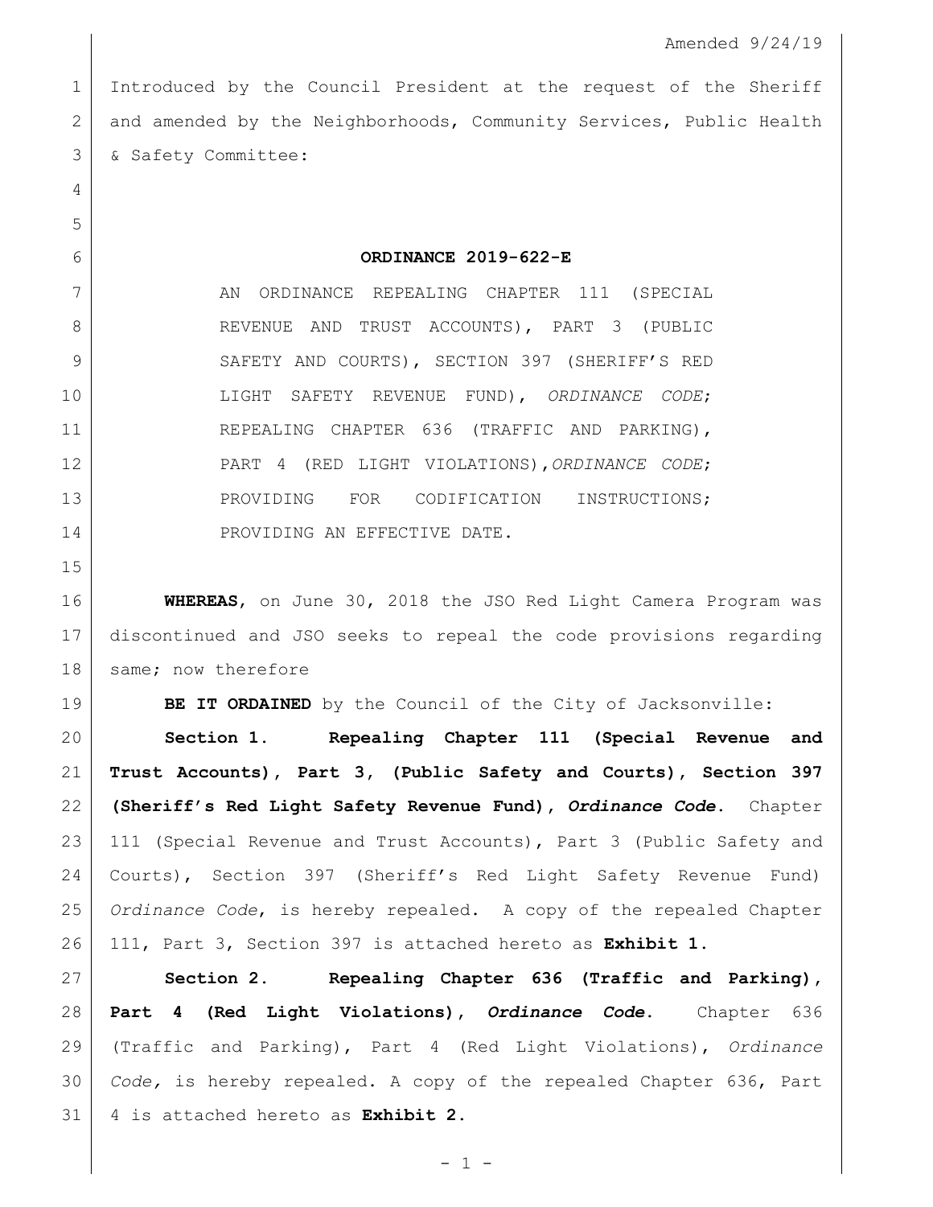Amended 9/24/19

Introduced by the Council President at the request of the Sheriff and amended by the Neighborhoods, Community Services, Public Health & Safety Committee:

# ORDINANCE 2019-622-E

AN ORDINANCE REPEALING CHAPTER 111 (SPECIAL REVENUE AND TRUST ACCOUNTS), PART 3 (PUBLIC SAFETY AND COURTS), SECTION 397 (SHERIFF'S RED LIGHT SAFETY REVENUE FUND), *ORDINANCE CODE*; REPEALING CHAPTER 636 (TRAFFIC AND PARKING), PART 4 (RED LIGHT VIOLATIONS), *ORDINANCE CODE*; PROVIDING FOR CODIFICATION INSTRUCTIONS; PROVIDING AN EFFECTIVE DATE.

**WHEREAS,** on June 30, 2018 the JSO Red Light Camera Program was discontinued and JSO seeks to repeal the code provisions regarding same; now therefore

**BE IT ORDAINED** by the Council of the City of Jacksonville:

**Section 1. Repealing Chapter 111 (Special Revenue and Trust Accounts), Part 3, (Public Safety and Courts), Section 397 (Sheriff's Red Light Safety Revenue Fund), *Ordinance Code*.** Chapter 111 (Special Revenue and Trust Accounts), Part 3 (Public Safety and Courts), Section 397 (Sheriff's Red Light Safety Revenue Fund) *Ordinance Code*, is hereby repealed. A copy of the repealed Chapter 111, Part 3, Section 397 is attached hereto as **Exhibit 1.**

**Section 2. Repealing Chapter 636 (Traffic and Parking), Part 4 (Red Light Violations), *Ordinance Code*.** Chapter 636 (Traffic and Parking), Part 4 (Red Light Violations), *Ordinance Code,* is hereby repealed. A copy of the repealed Chapter 636, Part 4 is attached hereto as **Exhibit 2.**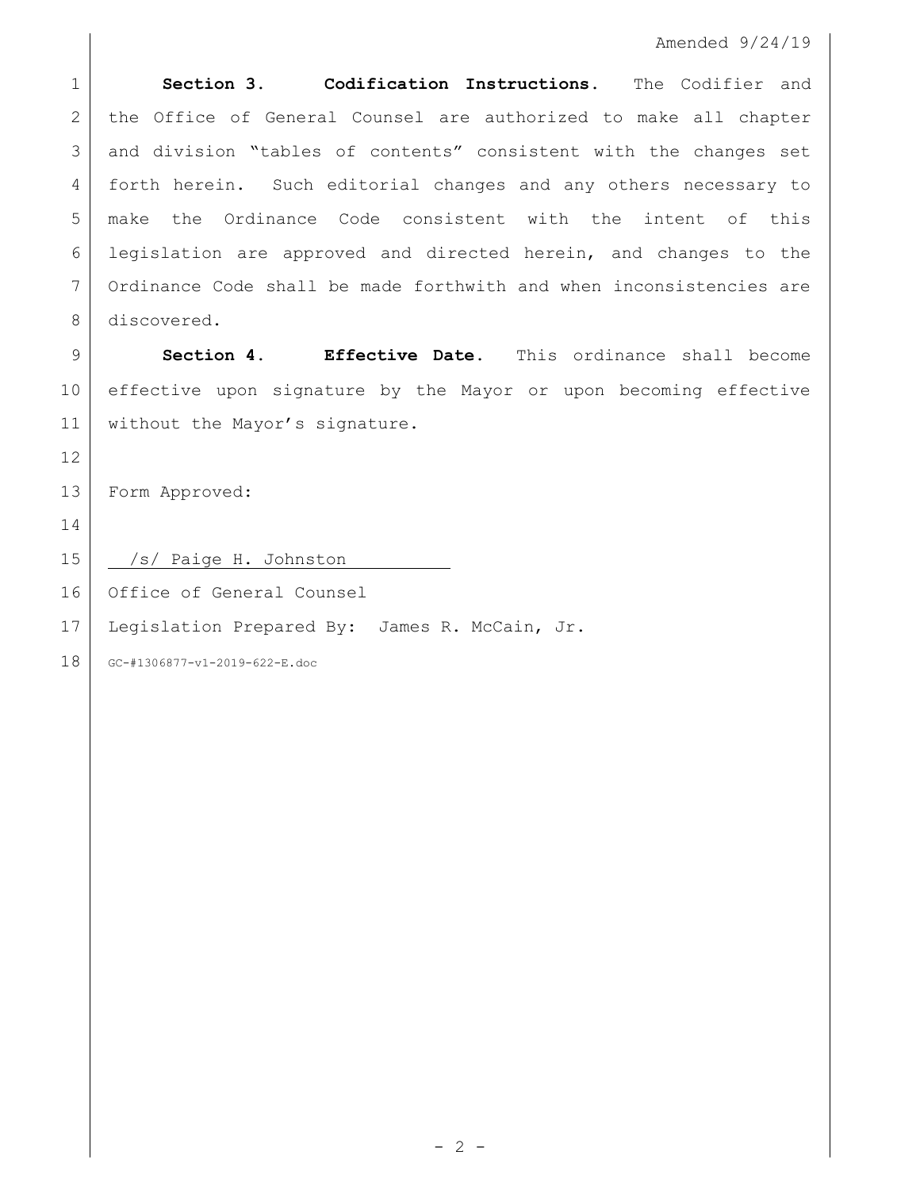Amended 9/24/19

**Section 3. Codification Instructions.** The Codifier and the Office of General Counsel are authorized to make all chapter and division "tables of contents" consistent with the changes set forth herein. Such editorial changes and any others necessary to make the Ordinance Code consistent with the intent of this legislation are approved and directed herein, and changes to the Ordinance Code shall be made forthwith and when inconsistencies are discovered.

**Section 4. Effective Date.** This ordinance shall become effective upon signature by the Mayor or upon becoming effective without the Mayor's signature.

Form Approved:

/s/ Paige H. Johnston

Office of General Counsel

Legislation Prepared By: James R. McCain, Jr.

GC-#1306877-v1-2019-622-E.doc